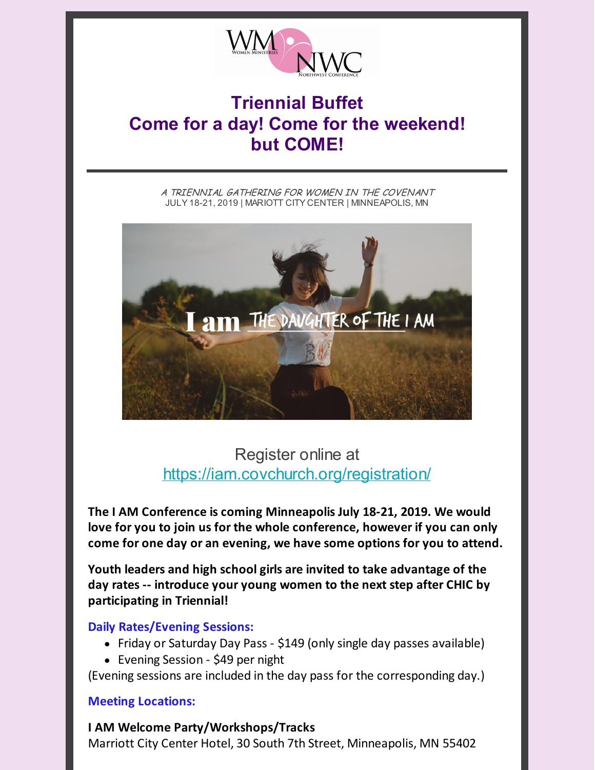# Triennial Buffet
# Come for a day! Come for the weekend! but COME!

---

*A TRIENNIAL GATHERING FOR WOMEN IN THE COVENANT*
JULY 18-21, 2019 | MARIOTT CITY CENTER | MINNEAPOLIS, MN

Register online at
https://iam.covchurch.org/registration/

**The I AM Conference is coming Minneapolis July 18-21, 2019. We would love for you to join us for the whole conference, however if you can only come for one day or an evening, we have some options for you to attend.**

**Youth leaders and high school girls are invited to take advantage of the day rates -- introduce your young women to the next step after CHIC by participating in Triennial!**

**Daily Rates/Evening Sessions:**

- Friday or Saturday Day Pass - $149 (only single day passes available)
- Evening Session - $49 per night

(Evening sessions are included in the day pass for the corresponding day.)

**Meeting Locations:**

**I AM Welcome Party/Workshops/Tracks**
Marriott City Center Hotel, 30 South 7th Street, Minneapolis, MN 55402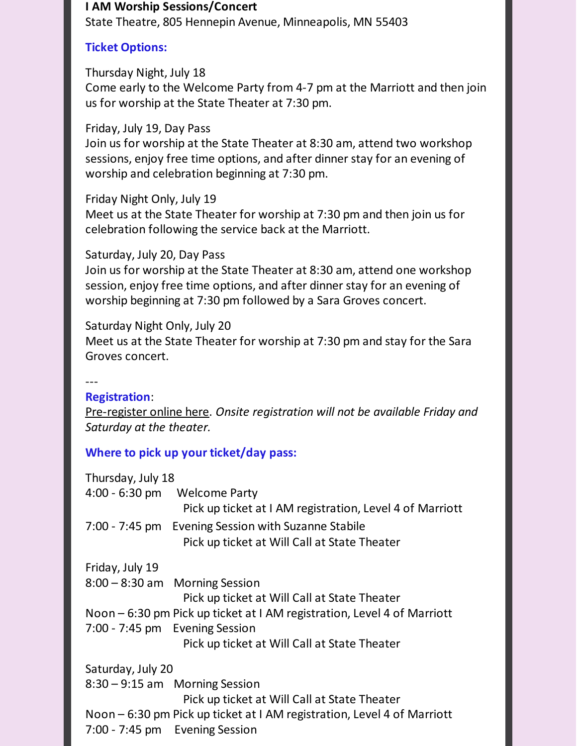**I AM Worship Sessions/Concert**
State Theatre, 805 Hennepin Avenue, Minneapolis, MN 55403

**Ticket Options:**

Thursday Night, July 18
Come early to the Welcome Party from 4-7 pm at the Marriott and then join us for worship at the State Theater at 7:30 pm.

Friday, July 19, Day Pass
Join us for worship at the State Theater at 8:30 am, attend two workshop sessions, enjoy free time options, and after dinner stay for an evening of worship and celebration beginning at 7:30 pm.

Friday Night Only, July 19
Meet us at the State Theater for worship at 7:30 pm and then join us for celebration following the service back at the Marriott.

Saturday, July 20, Day Pass
Join us for worship at the State Theater at 8:30 am, attend one workshop session, enjoy free time options, and after dinner stay for an evening of worship beginning at 7:30 pm followed by a Sara Groves concert.

Saturday Night Only, July 20
Meet us at the State Theater for worship at 7:30 pm and stay for the Sara Groves concert.

---

**Registration**:
Pre-register online here. *Onsite registration will not be available Friday and Saturday at the theater.*

**Where to pick up your ticket/day pass:**

Thursday, July 18
4:00 - 6:30 pm Welcome Party
Pick up ticket at I AM registration, Level 4 of Marriott
7:00 - 7:45 pm Evening Session with Suzanne Stabile
Pick up ticket at Will Call at State Theater

Friday, July 19
8:00 – 8:30 am Morning Session
Pick up ticket at Will Call at State Theater
Noon – 6:30 pm Pick up ticket at I AM registration, Level 4 of Marriott
7:00 - 7:45 pm Evening Session
Pick up ticket at Will Call at State Theater

Saturday, July 20
8:30 – 9:15 am Morning Session
Pick up ticket at Will Call at State Theater
Noon – 6:30 pm Pick up ticket at I AM registration, Level 4 of Marriott
7:00 - 7:45 pm Evening Session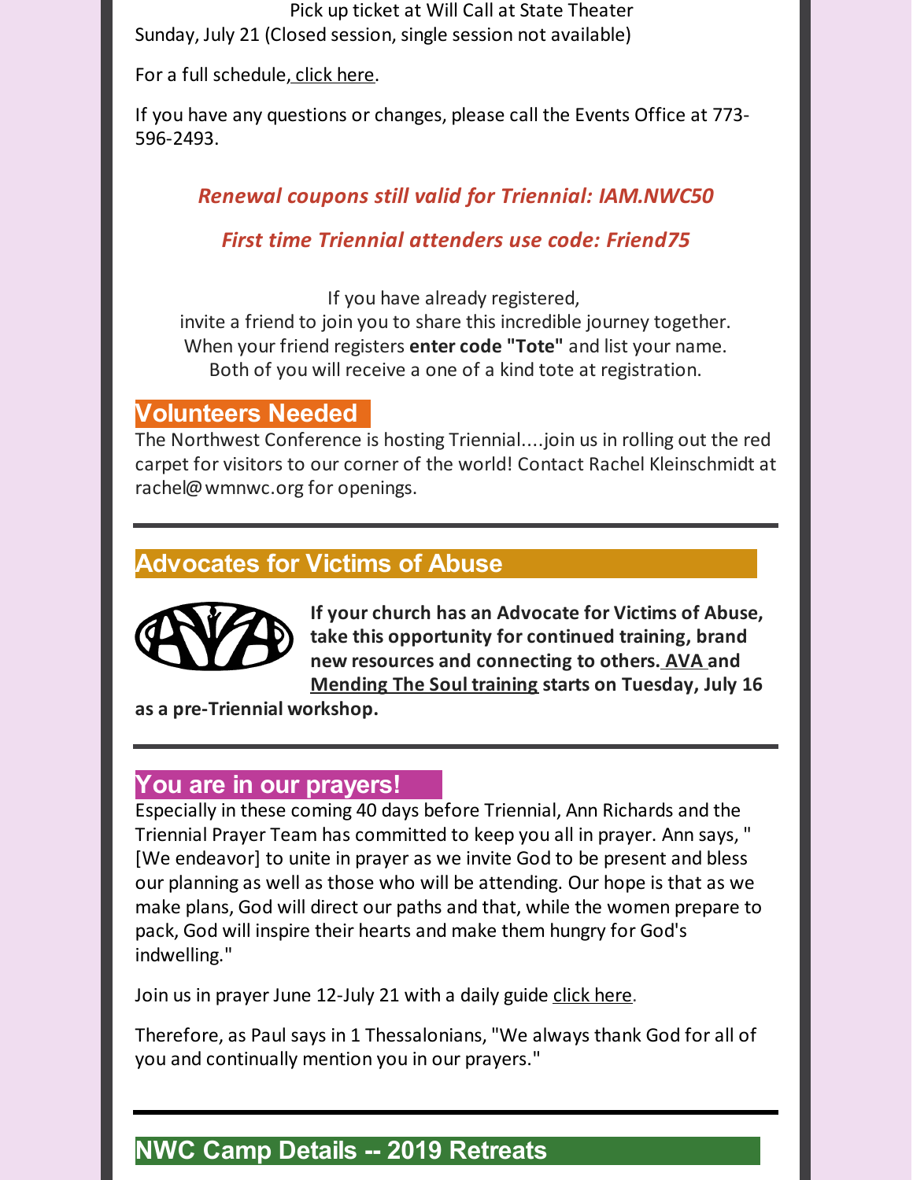Pick up ticket at Will Call at State Theater
Sunday, July 21 (Closed session, single session not available)

For a full schedule, click here.

If you have any questions or changes, please call the Events Office at 773-596-2493.

***Renewal coupons still valid for Triennial: IAM.NWC50***

***First time Triennial attenders use code: Friend75***

If you have already registered,
invite a friend to join you to share this incredible journey together.
When your friend registers **enter code "Tote"** and list your name.
Both of you will receive a one of a kind tote at registration.

## Volunteers Needed

The Northwest Conference is hosting Triennial....join us in rolling out the red carpet for visitors to our corner of the world! Contact Rachel Kleinschmidt at rachel@wmnwc.org for openings.

---

## Advocates for Victims of Abuse

**If your church has an Advocate for Victims of Abuse, take this opportunity for continued training, brand new resources and connecting to others. AVA and Mending The Soul training starts on Tuesday, July 16 as a pre-Triennial workshop.**

---

## You are in our prayers!

Especially in these coming 40 days before Triennial, Ann Richards and the Triennial Prayer Team has committed to keep you all in prayer. Ann says, "[We endeavor] to unite in prayer as we invite God to be present and bless our planning as well as those who will be attending. Our hope is that as we make plans, God will direct our paths and that, while the women prepare to pack, God will inspire their hearts and make them hungry for God's indwelling."

Join us in prayer June 12-July 21 with a daily guide click here.

Therefore, as Paul says in 1 Thessalonians, "We always thank God for all of you and continually mention you in our prayers."

---

## NWC Camp Details -- 2019 Retreats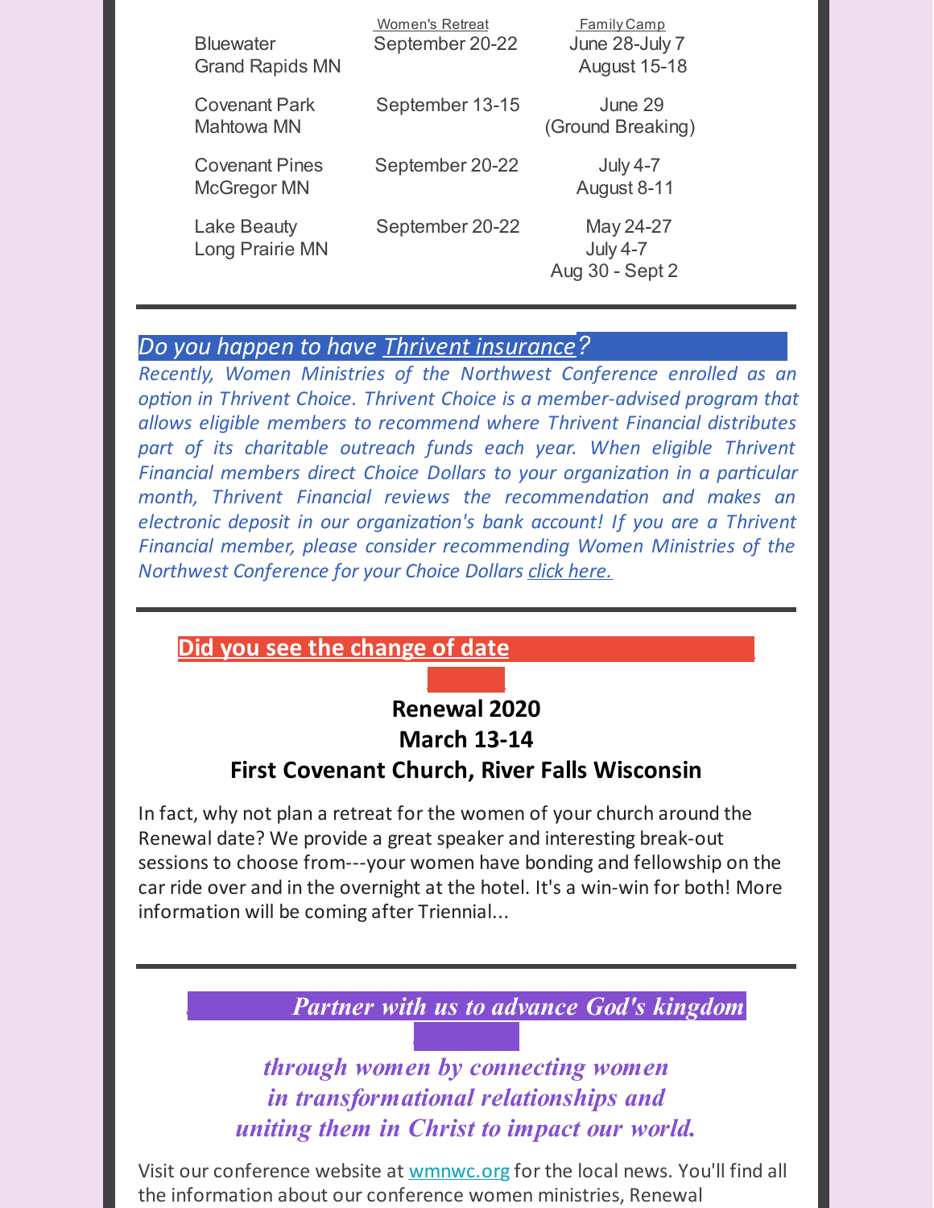| | Women's Retreat | Family Camp |
|---|---|---|
| Bluewater<br>Grand Rapids MN | September 20-22 | June 28-July 7<br>August 15-18 |
| Covenant Park<br>Mahtowa MN | September 13-15 | June 29<br>(Ground Breaking) |
| Covenant Pines<br>McGregor MN | September 20-22 | July 4-7<br>August 8-11 |
| Lake Beauty<br>Long Prairie MN | September 20-22 | May 24-27<br>July 4-7<br>Aug 30 - Sept 2 |

---

*Do you happen to have Thrivent insurance?*

*Recently, Women Ministries of the Northwest Conference enrolled as an option in Thrivent Choice. Thrivent Choice is a member-advised program that allows eligible members to recommend where Thrivent Financial distributes part of its charitable outreach funds each year. When eligible Thrivent Financial members direct Choice Dollars to your organization in a particular month, Thrivent Financial reviews the recommendation and makes an electronic deposit in our organization's bank account! If you are a Thrivent Financial member, please consider recommending Women Ministries of the Northwest Conference for your Choice Dollars click here.*

---

**Did you see the change of date**

**Renewal 2020**
**March 13-14**
**First Covenant Church, River Falls Wisconsin**

In fact, why not plan a retreat for the women of your church around the Renewal date? We provide a great speaker and interesting break-out sessions to choose from---your women have bonding and fellowship on the car ride over and in the overnight at the hotel. It's a win-win for both! More information will be coming after Triennial...

---

***Partner with us to advance God's kingdom***

***through women by connecting women in transformational relationships and uniting them in Christ to impact our world.***

Visit our conference website at wmnwc.org for the local news. You'll find all the information about our conference women ministries, Renewal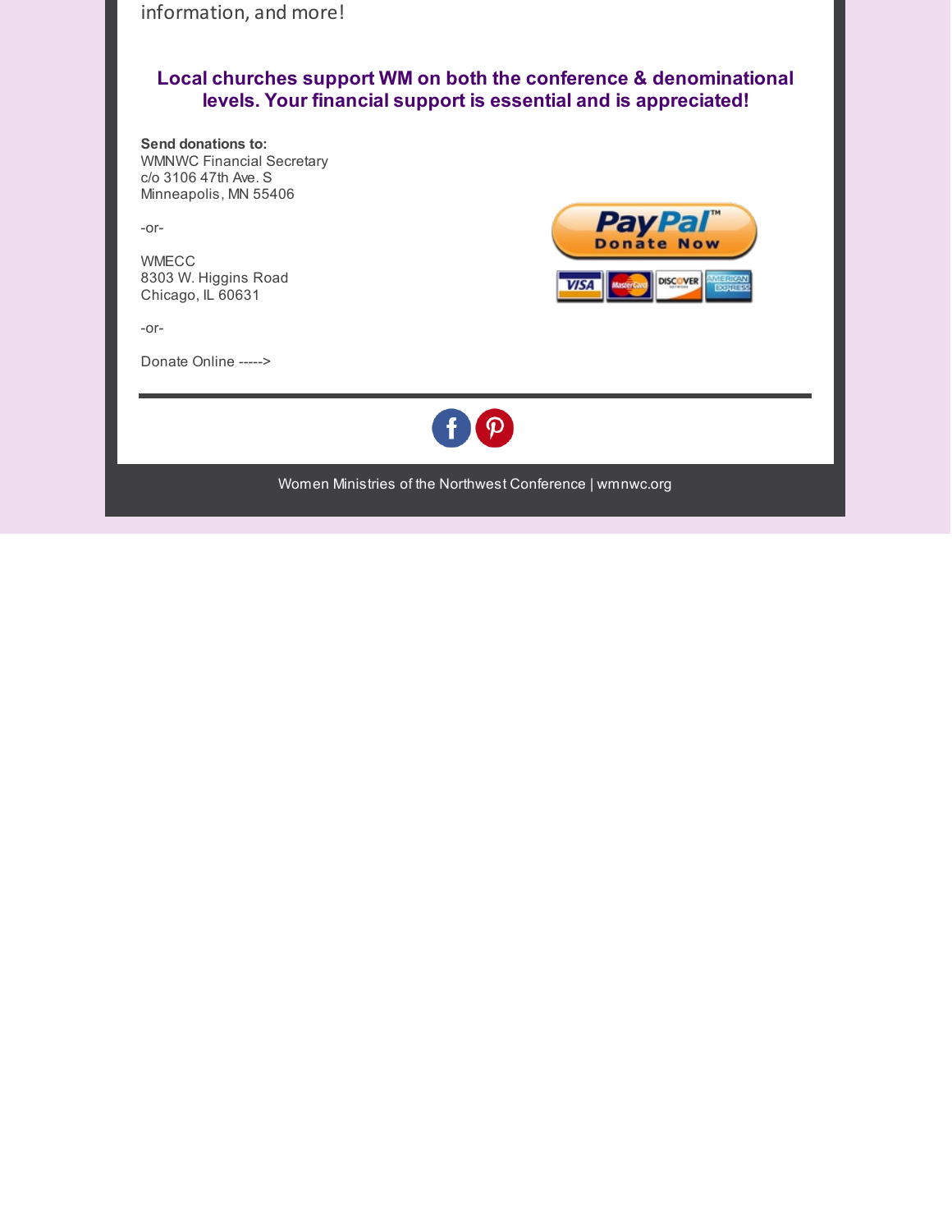information, and more!

**Local churches support WM on both the conference & denominational levels. Your financial support is essential and is appreciated!**

**Send donations to:**
WMNWC Financial Secretary
c/o 3106 47th Ave. S
Minneapolis, MN 55406

-or-

WMECC
8303 W. Higgins Road
Chicago, IL 60631

-or-

Donate Online ----->

Women Ministries of the Northwest Conference | wmnwc.org